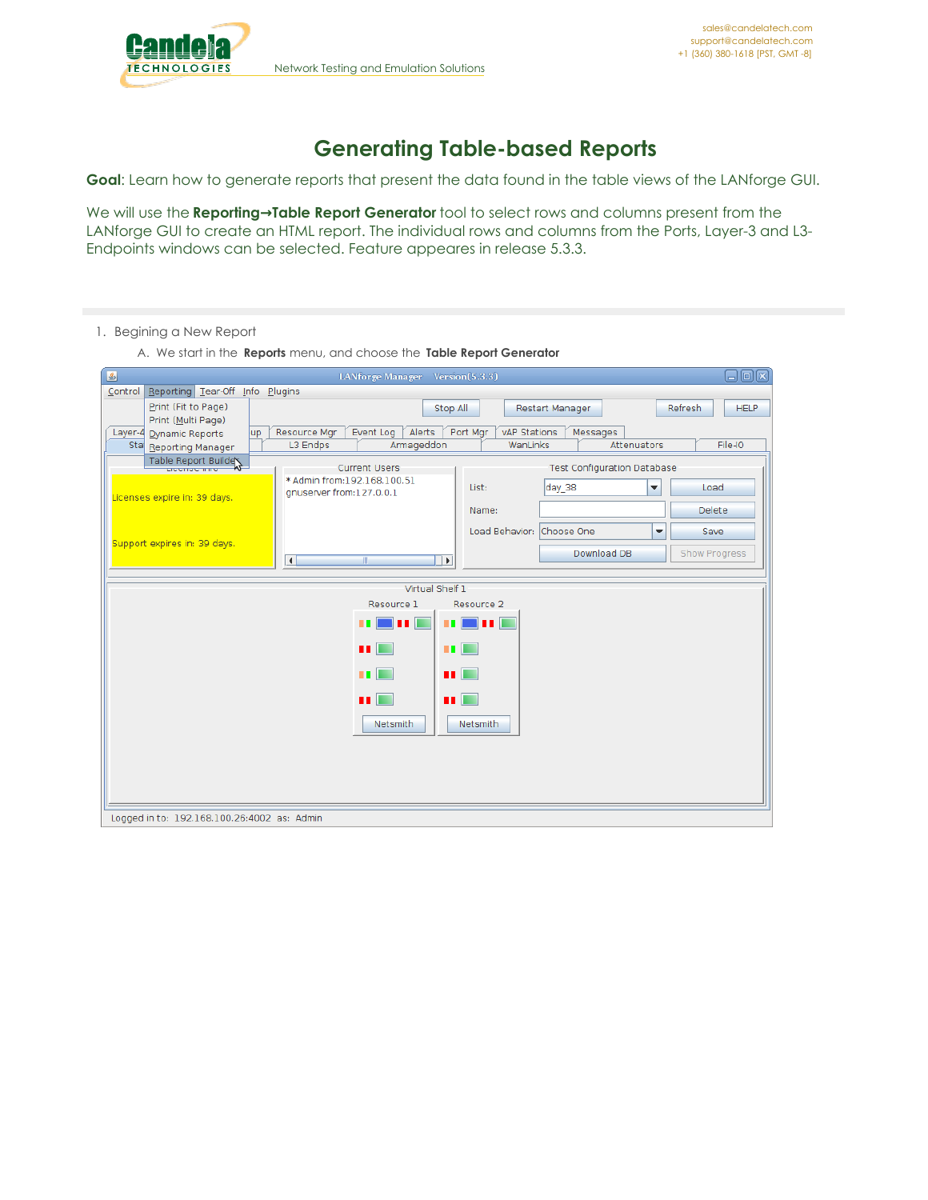# Generating Table-based Reports

**Goal**: Learn how to generate reports that present the data found in the table views of the LANforge GUI.

We will use the **Reporting→Table Report Generator** tool to select rows and columns present from the LANforge GUI to create an HTML report. The individual rows and columns from the Ports, Layer-3 and L3-Endpoints windows can be selected. Feature appeares in release 5.3.3.

1. Begining a New Report
   A. We start in the **Reports** menu, and choose the **Table Report Generator**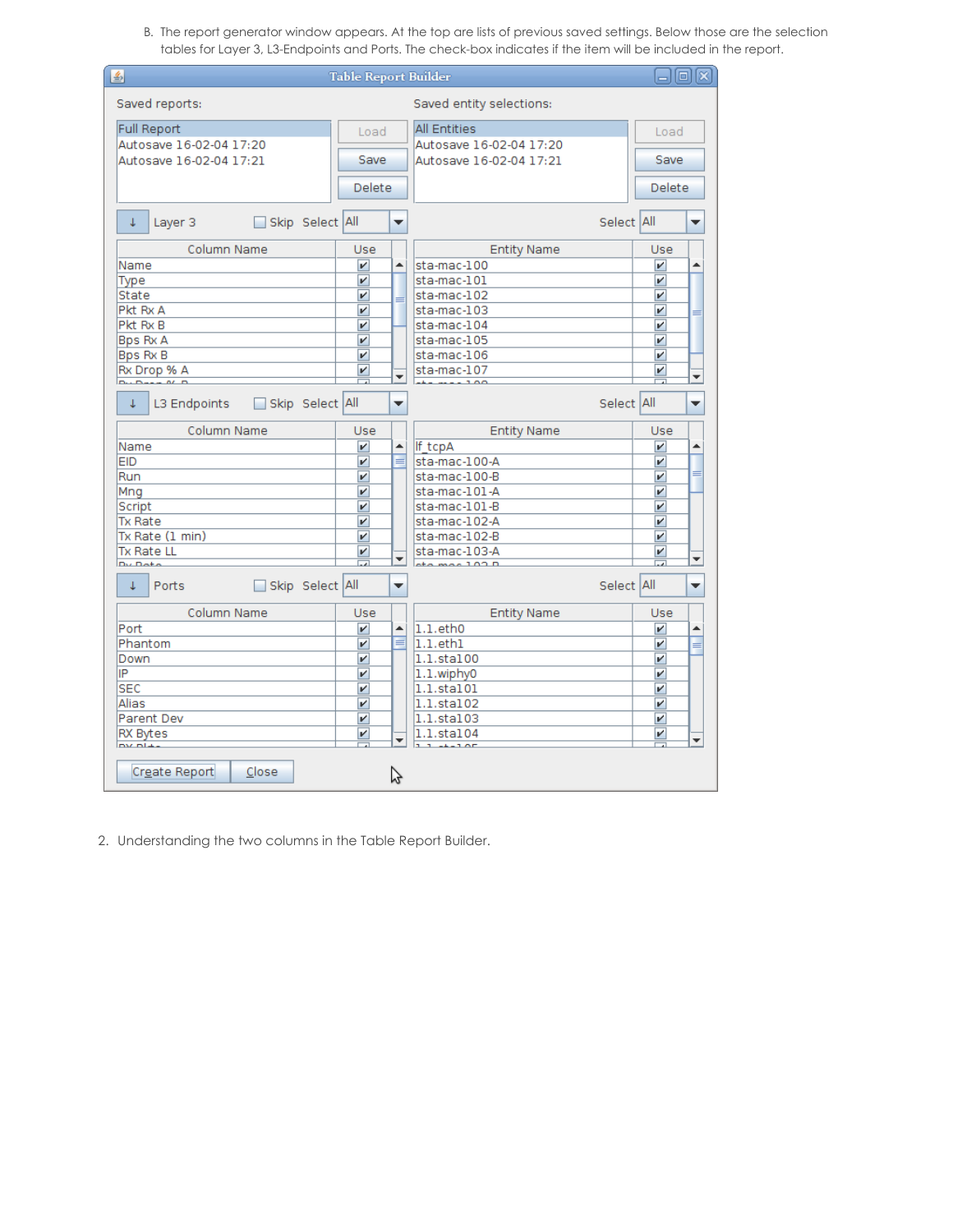B. The report generator window appears. At the top are lists of previous saved settings. Below those are the selection tables for Layer 3, L3-Endpoints and Ports. The check-box indicates if the item will be included in the report.

2. Understanding the two columns in the Table Report Builder.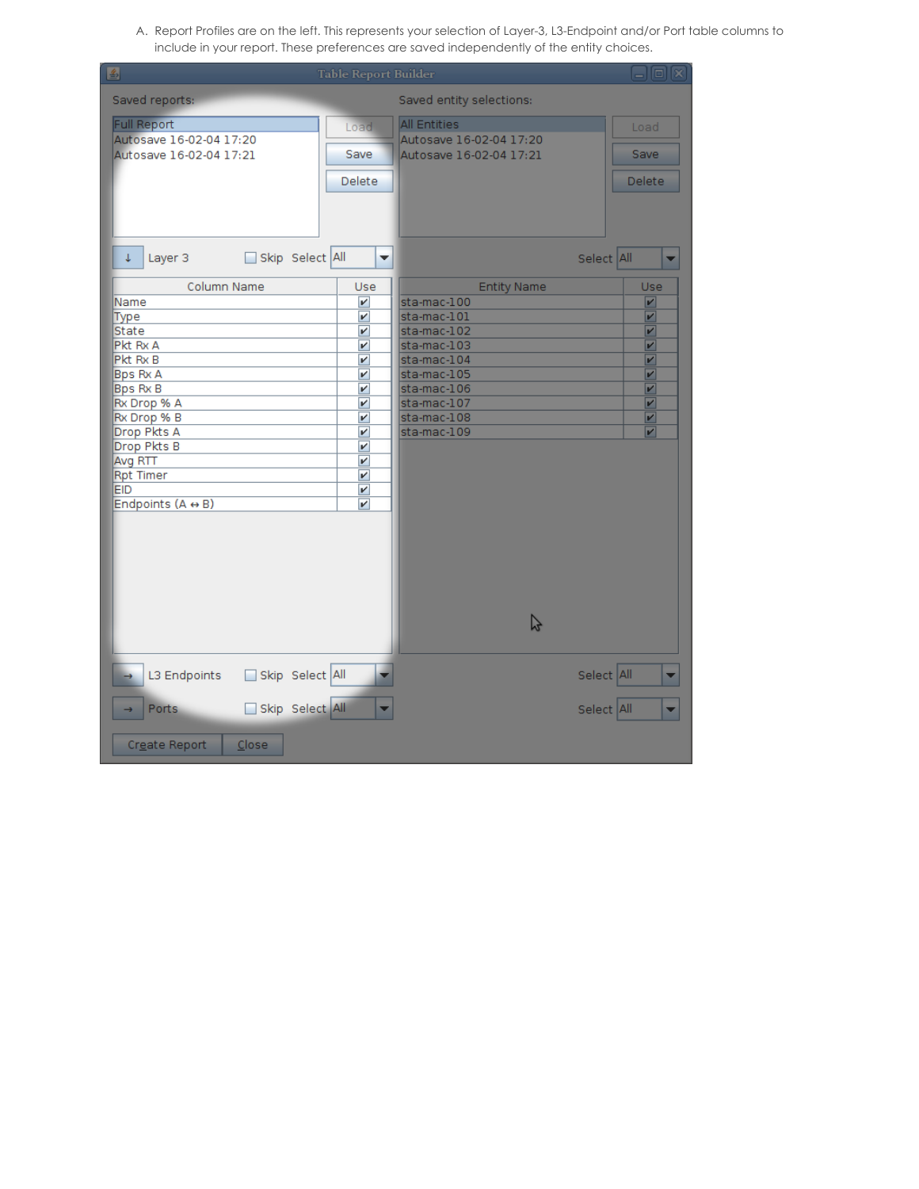A. Report Profiles are on the left. This represents your selection of Layer-3, L3-Endpoint and/or Port table columns to include in your report. These preferences are saved independently of the entity choices.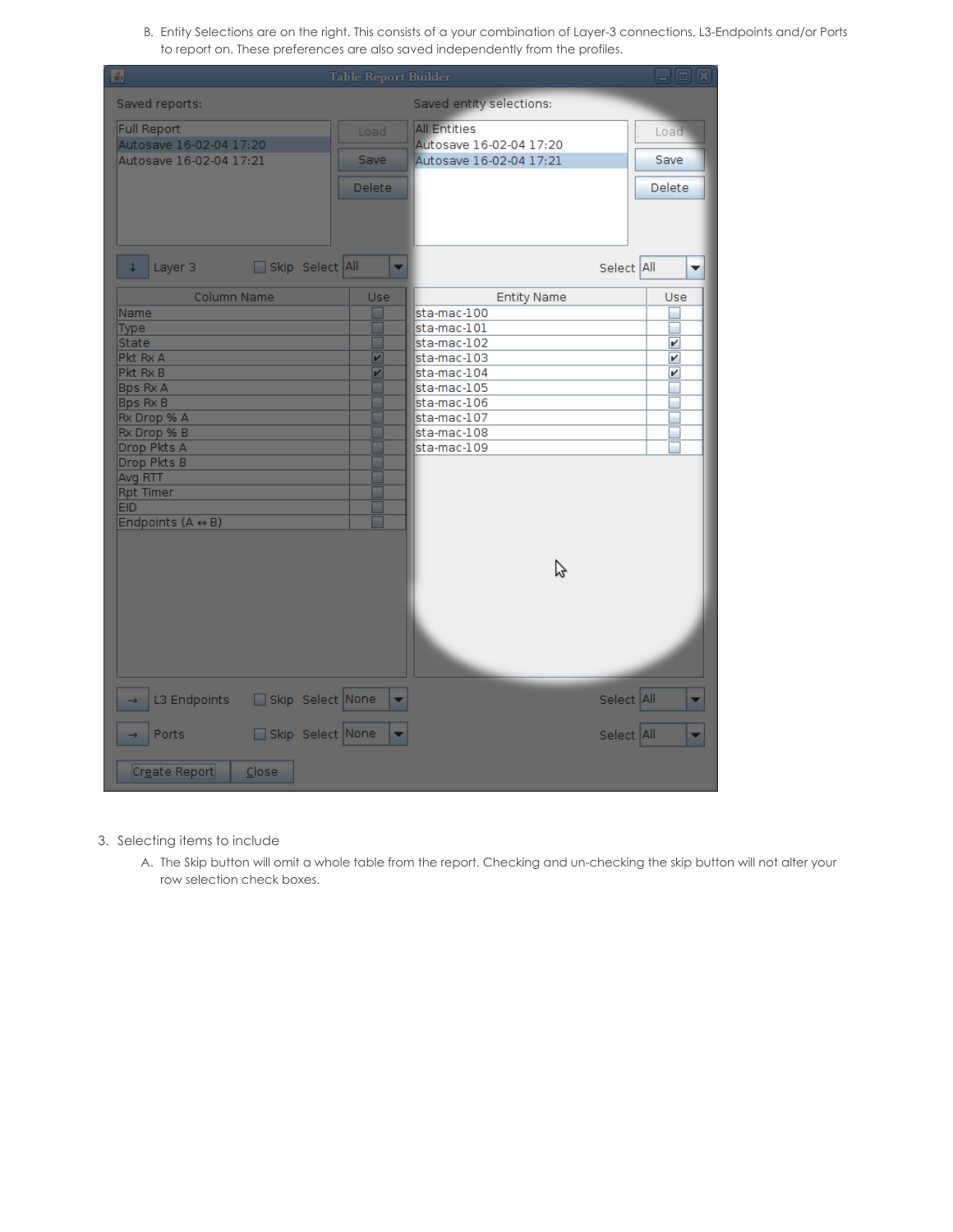B. Entity Selections are on the right. This consists of a your combination of Layer-3 connections, L3-Endpoints and/or Ports to report on. These preferences are also saved independently from the profiles.

3. Selecting items to include

   A. The Skip button will omit a whole table from the report. Checking and un-checking the skip button will not alter your row selection check boxes.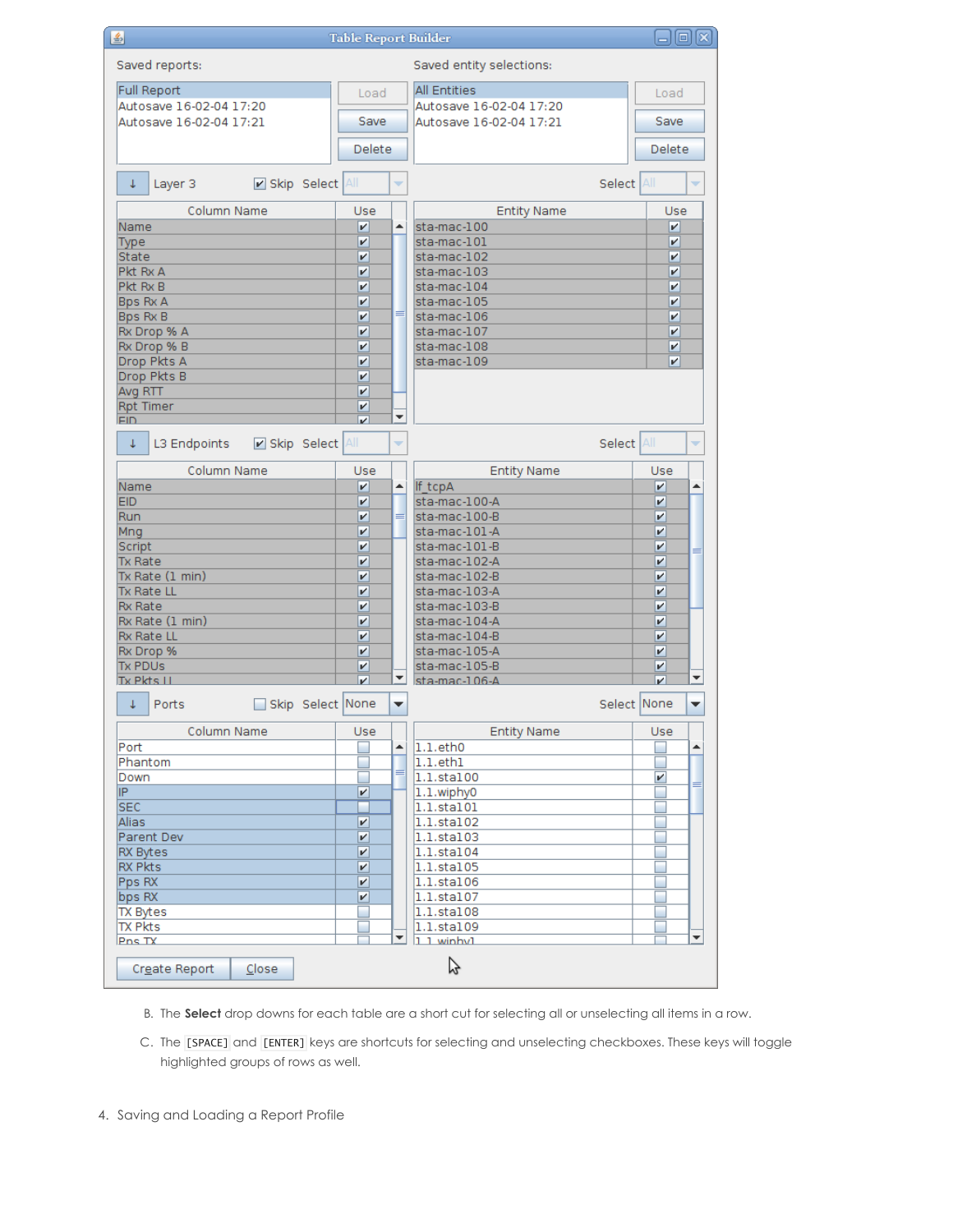B. The **Select** drop downs for each table are a short cut for selecting all or unselecting all items in a row.

C. The `[SPACE]` and `[ENTER]` keys are shortcuts for selecting and unselecting checkboxes. These keys will toggle highlighted groups of rows as well.

4. Saving and Loading a Report Profile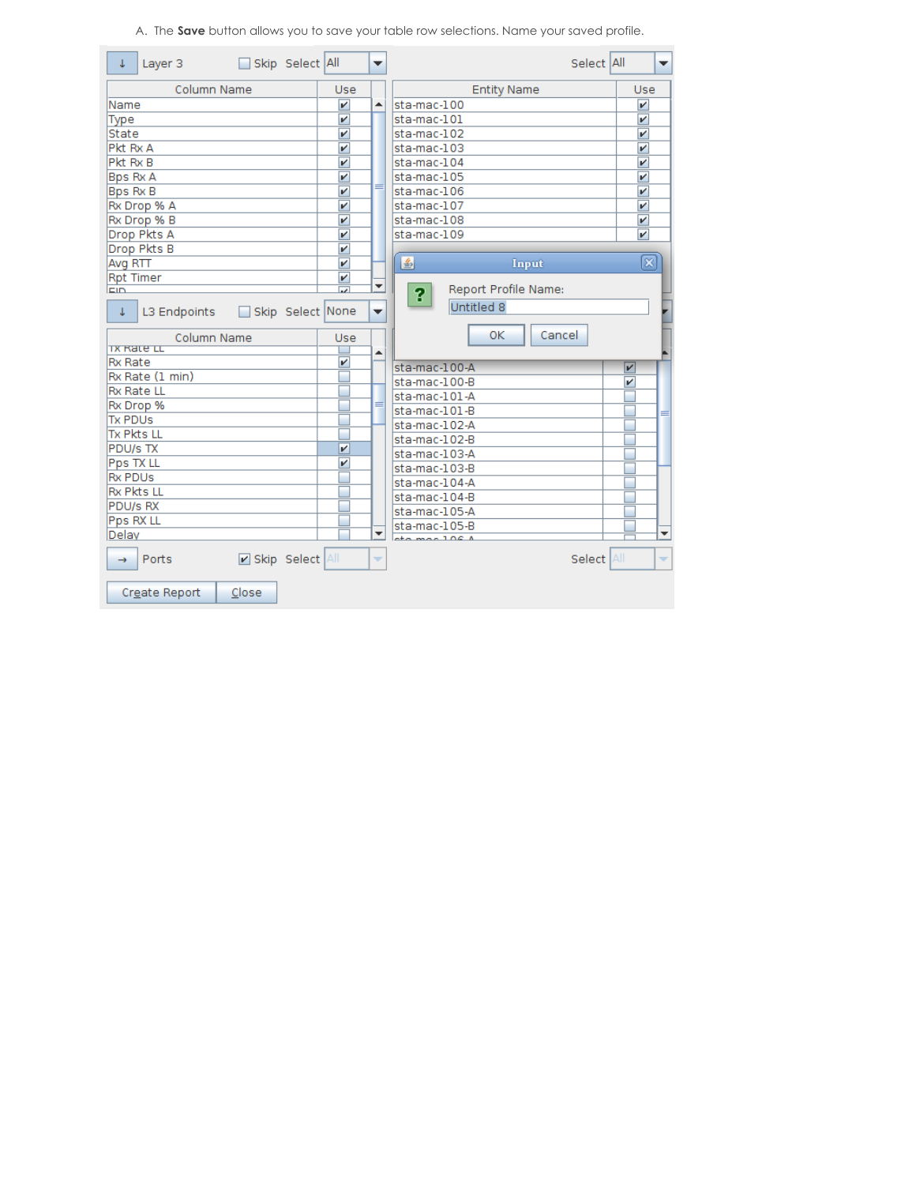A. The **Save** button allows you to save your table row selections. Name your saved profile.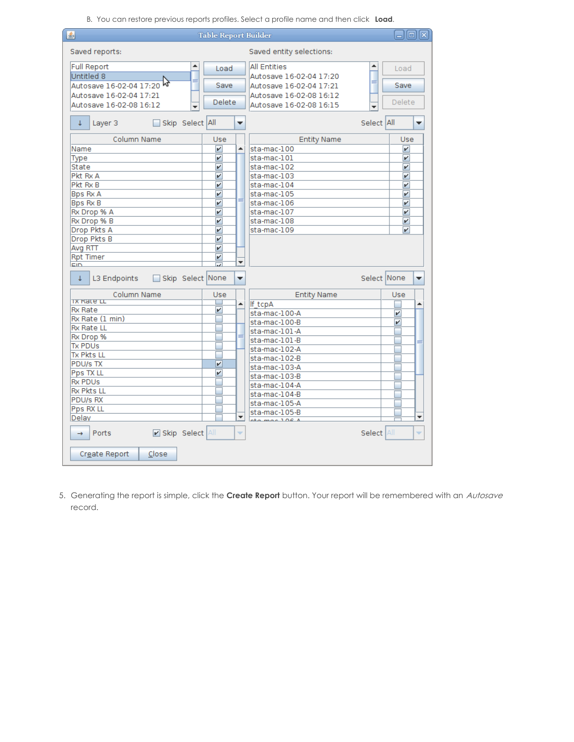B. You can restore previous reports profiles. Select a profile name and then click **Load**.

5. Generating the report is simple, click the **Create Report** button. Your report will be remembered with an *Autosave* record.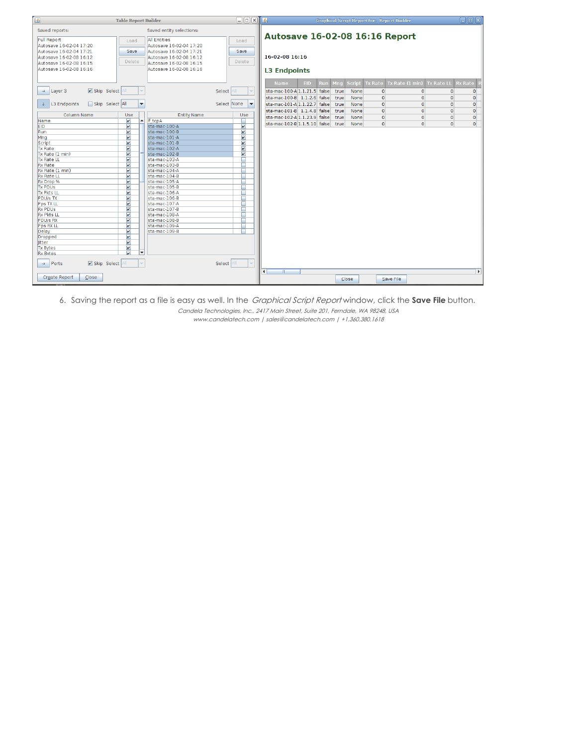6. Saving the report as a file is easy as well. In the *Graphical Script Report* window, click the **Save File** button.